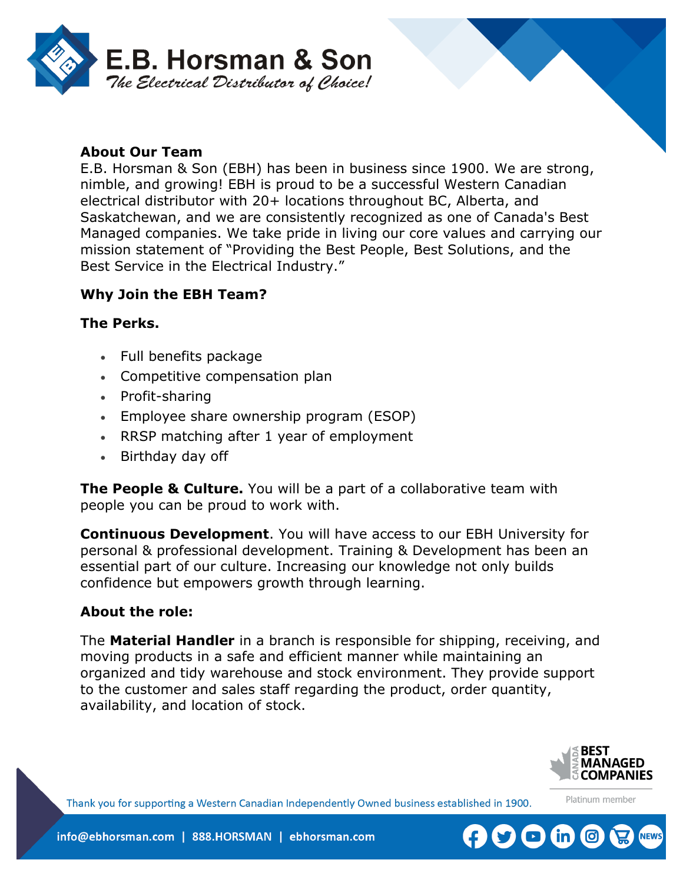# E.B. Horsman & Son

*The Electrical Distributor of Choice!*

**About Our Team**

E.B. Horsman & Son (EBH) has been in business since 1900. We are strong, nimble, and growing! EBH is proud to be a successful Western Canadian electrical distributor with 20+ locations throughout BC, Alberta, and Saskatchewan, and we are consistently recognized as one of Canada's Best Managed companies. We take pride in living our core values and carrying our mission statement of "Providing the Best People, Best Solutions, and the Best Service in the Electrical Industry."

**Why Join the EBH Team?**

**The Perks.**

- Full benefits package
- Competitive compensation plan
- Profit-sharing
- Employee share ownership program (ESOP)
- RRSP matching after 1 year of employment
- Birthday day off

**The People & Culture.** You will be a part of a collaborative team with people you can be proud to work with.

**Continuous Development**. You will have access to our EBH University for personal & professional development. Training & Development has been an essential part of our culture. Increasing our knowledge not only builds confidence but empowers growth through learning.

**About the role:**

The **Material Handler** in a branch is responsible for shipping, receiving, and moving products in a safe and efficient manner while maintaining an organized and tidy warehouse and stock environment. They provide support to the customer and sales staff regarding the product, order quantity, availability, and location of stock.

Canada Best Managed Companies — Platinum member

Thank you for supporting a Western Canadian Independently Owned business established in 1900.

info@ebhorsman.com | 888.HORSMAN | ebhorsman.com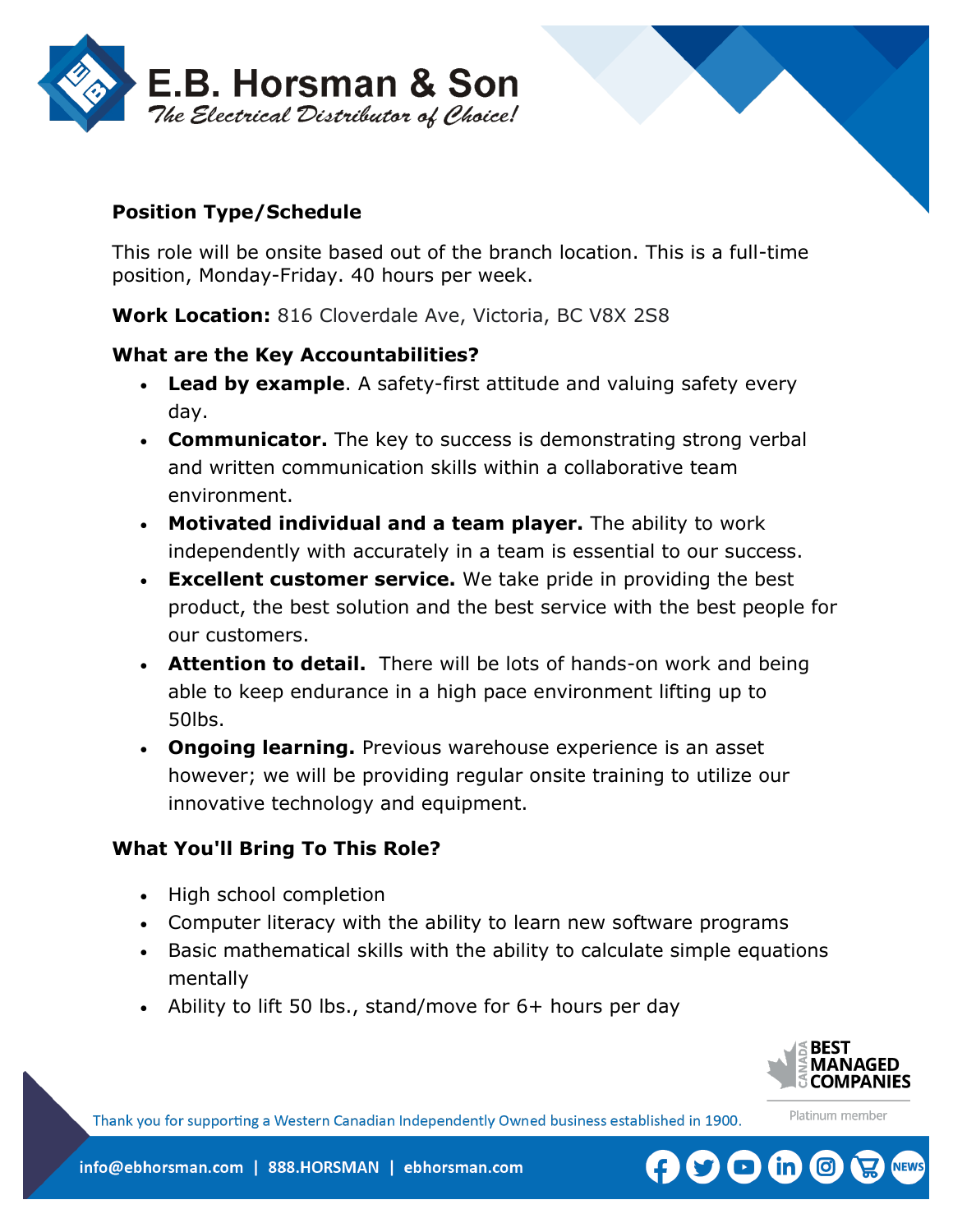### Position Type/Schedule

This role will be onsite based out of the branch location. This is a full-time position, Monday-Friday. 40 hours per week.

**Work Location:** 816 Cloverdale Ave, Victoria, BC V8X 2S8

### What are the Key Accountabilities?

- **Lead by example**. A safety-first attitude and valuing safety every day.
- **Communicator.** The key to success is demonstrating strong verbal and written communication skills within a collaborative team environment.
- **Motivated individual and a team player.** The ability to work independently with accurately in a team is essential to our success.
- **Excellent customer service.** We take pride in providing the best product, the best solution and the best service with the best people for our customers.
- **Attention to detail.** There will be lots of hands-on work and being able to keep endurance in a high pace environment lifting up to 50lbs.
- **Ongoing learning.** Previous warehouse experience is an asset however; we will be providing regular onsite training to utilize our innovative technology and equipment.

### What You'll Bring To This Role?

- High school completion
- Computer literacy with the ability to learn new software programs
- Basic mathematical skills with the ability to calculate simple equations mentally
- Ability to lift 50 lbs., stand/move for 6+ hours per day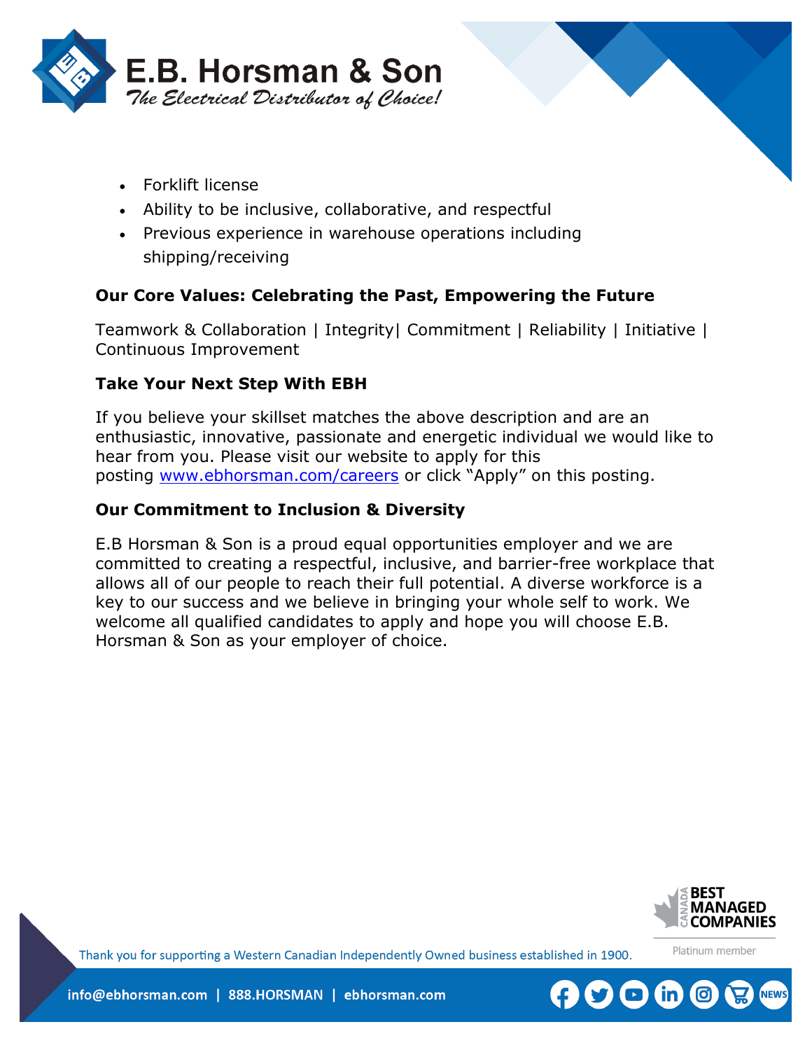- Forklift license
- Ability to be inclusive, collaborative, and respectful
- Previous experience in warehouse operations including shipping/receiving

**Our Core Values: Celebrating the Past, Empowering the Future**

Teamwork & Collaboration | Integrity| Commitment | Reliability | Initiative | Continuous Improvement

**Take Your Next Step With EBH**

If you believe your skillset matches the above description and are an enthusiastic, innovative, passionate and energetic individual we would like to hear from you. Please visit our website to apply for this posting [www.ebhorsman.com/careers](www.ebhorsman.com/careers) or click "Apply" on this posting.

**Our Commitment to Inclusion & Diversity**

E.B Horsman & Son is a proud equal opportunities employer and we are committed to creating a respectful, inclusive, and barrier-free workplace that allows all of our people to reach their full potential. A diverse workforce is a key to our success and we believe in bringing your whole self to work. We welcome all qualified candidates to apply and hope you will choose E.B. Horsman & Son as your employer of choice.